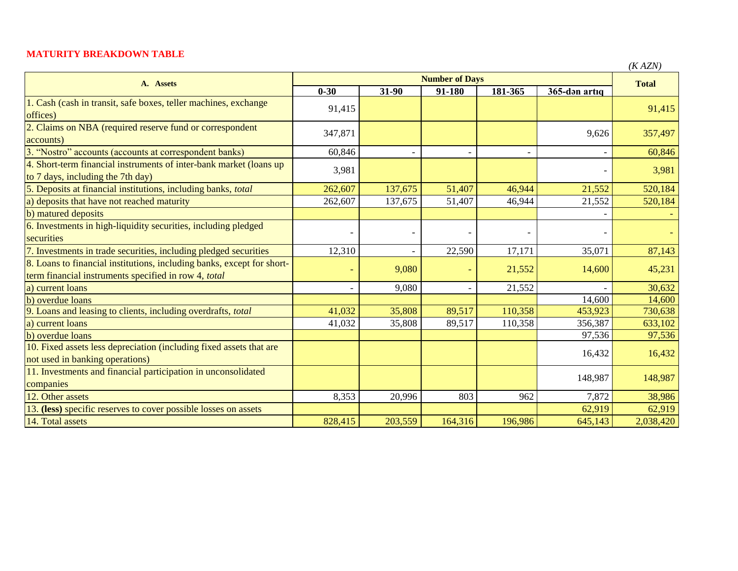**MATURITY BREAKDOWN TABLE**

*(K AZN)*

| A. Assets | Number of Days | | | | | Total |
|---|---|---|---|---|---|---|
| | 0-30 | 31-90 | 91-180 | 181-365 | 365-dən artıq | |
| 1. Cash (cash in transit, safe boxes, teller machines, exchange offices) | 91,415 | | | | | 91,415 |
| 2. Claims on NBA (required reserve fund or correspondent accounts) | 347,871 | | | | 9,626 | 357,497 |
| 3. “Nostro” accounts (accounts at correspondent banks) | 60,846 | - | - | - | - | 60,846 |
| 4. Short-term financial instruments of inter-bank market (loans up to 7 days, including the 7th day) | 3,981 | | | | - | 3,981 |
| 5. Deposits at financial institutions, including banks, *total* | 262,607 | 137,675 | 51,407 | 46,944 | 21,552 | 520,184 |
| a) deposits that have not reached maturity | 262,607 | 137,675 | 51,407 | 46,944 | 21,552 | 520,184 |
| b) matured deposits | | | | | - | - |
| 6. Investments in high-liquidity securities, including pledged securities | - | - | - | - | - | - |
| 7. Investments in trade securities, including pledged securities | 12,310 | - | 22,590 | 17,171 | 35,071 | 87,143 |
| 8. Loans to financial institutions, including banks, except for short-term financial instruments specified in row 4, *total* | - | 9,080 | - | 21,552 | 14,600 | 45,231 |
| a) current loans | - | 9,080 | - | 21,552 | - | 30,632 |
| b) overdue loans | | | | | 14,600 | 14,600 |
| 9. Loans and leasing to clients, including overdrafts, *total* | 41,032 | 35,808 | 89,517 | 110,358 | 453,923 | 730,638 |
| a) current loans | 41,032 | 35,808 | 89,517 | 110,358 | 356,387 | 633,102 |
| b) overdue loans | | | | | 97,536 | 97,536 |
| 10. Fixed assets less depreciation (including fixed assets that are not used in banking operations) | | | | | 16,432 | 16,432 |
| 11. Investments and financial participation in unconsolidated companies | | | | | 148,987 | 148,987 |
| 12. Other assets | 8,353 | 20,996 | 803 | 962 | 7,872 | 38,986 |
| 13. **(less)** specific reserves to cover possible losses on assets | | | | | 62,919 | 62,919 |
| 14. Total assets | 828,415 | 203,559 | 164,316 | 196,986 | 645,143 | 2,038,420 |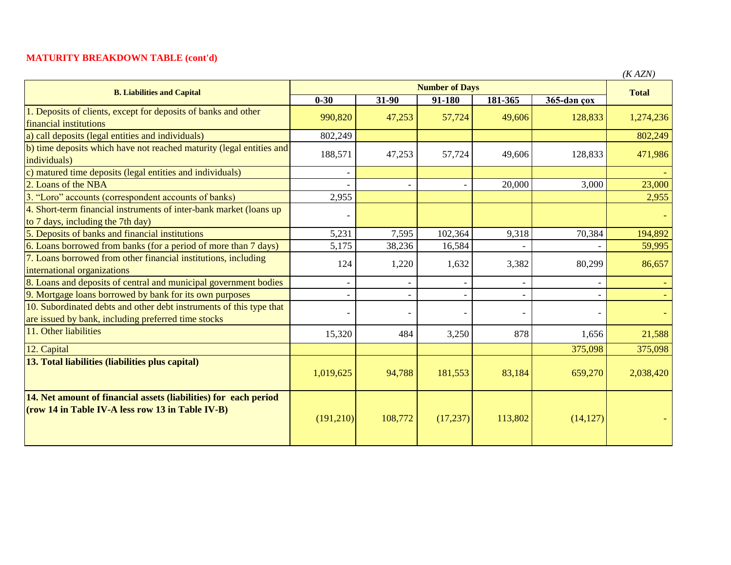## MATURITY BREAKDOWN TABLE (cont'd)

*(K AZN)*

| B. Liabilities and Capital | Number of Days | | | | | Total |
|---|---|---|---|---|---|---|
| | 0-30 | 31-90 | 91-180 | 181-365 | 365-dən çox | |
| 1. Deposits of clients, except for deposits of banks and other financial institutions | 990,820 | 47,253 | 57,724 | 49,606 | 128,833 | 1,274,236 |
| a) call deposits (legal entities and individuals) | 802,249 | | | | | 802,249 |
| b) time deposits which have not reached maturity (legal entities and individuals) | 188,571 | 47,253 | 57,724 | 49,606 | 128,833 | 471,986 |
| c) matured time deposits (legal entities and individuals) | - | | | | | - |
| 2. Loans of the NBA | - | - | - | 20,000 | 3,000 | 23,000 |
| 3. “Loro” accounts (correspondent accounts of banks) | 2,955 | | | | | 2,955 |
| 4. Short-term financial instruments of inter-bank market (loans up to 7 days, including the 7th day) | - | | | | | - |
| 5. Deposits of banks and financial institutions | 5,231 | 7,595 | 102,364 | 9,318 | 70,384 | 194,892 |
| 6. Loans borrowed from banks (for a period of more than 7 days) | 5,175 | 38,236 | 16,584 | - | - | 59,995 |
| 7. Loans borrowed from other financial institutions, including international organizations | 124 | 1,220 | 1,632 | 3,382 | 80,299 | 86,657 |
| 8. Loans and deposits of central and municipal government bodies | - | - | - | - | - | - |
| 9. Mortgage loans borrowed by bank for its own purposes | - | - | - | - | - | - |
| 10. Subordinated debts and other debt instruments of this type that are issued by bank, including preferred time stocks | - | - | - | - | - | - |
| 11. Other liabilities | 15,320 | 484 | 3,250 | 878 | 1,656 | 21,588 |
| 12. Capital | | | | | 375,098 | 375,098 |
| **13. Total liabilities (liabilities plus capital)** | 1,019,625 | 94,788 | 181,553 | 83,184 | 659,270 | 2,038,420 |
| **14. Net amount of financial assets (liabilities) for each period (row 14 in Table IV-A less row 13 in Table IV-B)** | (191,210) | 108,772 | (17,237) | 113,802 | (14,127) | - |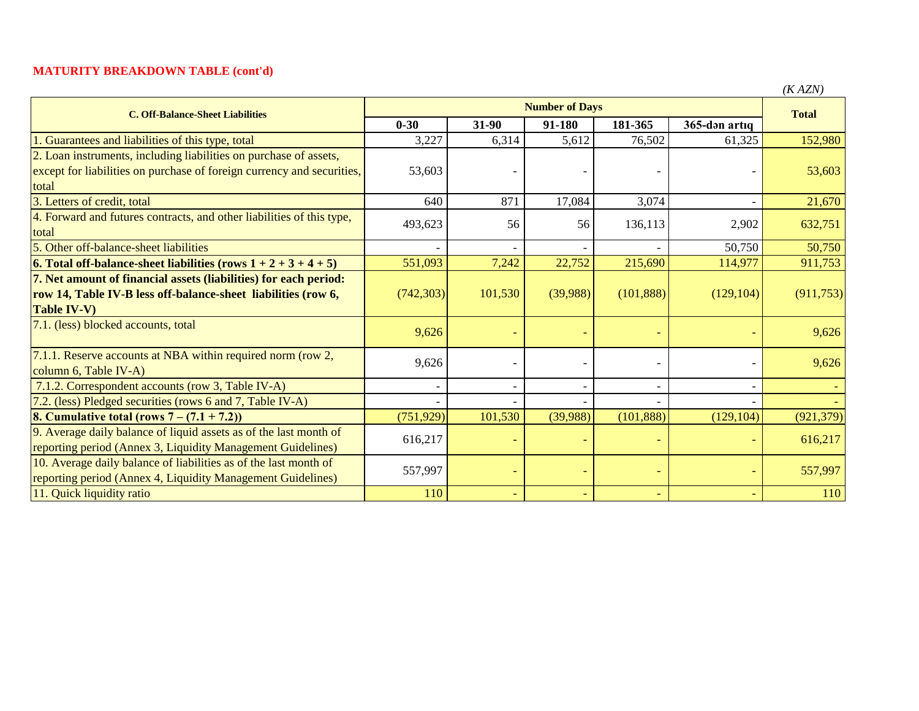**MATURITY BREAKDOWN TABLE (cont'd)**

*(K AZN)*

| C. Off-Balance-Sheet Liabilities | Number of Days | | | | | Total |
|---|---|---|---|---|---|---|
| | 0-30 | 31-90 | 91-180 | 181-365 | 365-dən artıq | |
| 1. Guarantees and liabilities of this type, total | 3,227 | 6,314 | 5,612 | 76,502 | 61,325 | 152,980 |
| 2. Loan instruments, including liabilities on purchase of assets, except for liabilities on purchase of foreign currency and securities, total | 53,603 | - | - | - | - | 53,603 |
| 3. Letters of credit, total | 640 | 871 | 17,084 | 3,074 | - | 21,670 |
| 4. Forward and futures contracts, and other liabilities of this type, total | 493,623 | 56 | 56 | 136,113 | 2,902 | 632,751 |
| 5. Other off-balance-sheet liabilities | - | - | - | - | 50,750 | 50,750 |
| **6. Total off-balance-sheet liabilities (rows 1 + 2 + 3 + 4 + 5)** | 551,093 | 7,242 | 22,752 | 215,690 | 114,977 | 911,753 |
| **7. Net amount of financial assets (liabilities) for each period: row 14, Table IV-B less off-balance-sheet liabilities (row 6, Table IV-V)** | (742,303) | 101,530 | (39,988) | (101,888) | (129,104) | (911,753) |
| 7.1. (less) blocked accounts, total | 9,626 | - | - | - | - | 9,626 |
| 7.1.1. Reserve accounts at NBA within required norm (row 2, column 6, Table IV-A) | 9,626 | - | - | - | - | 9,626 |
| 7.1.2. Correspondent accounts (row 3, Table IV-A) | - | - | - | - | - | - |
| 7.2. (less) Pledged securities (rows 6 and 7, Table IV-A) | - | - | - | - | - | - |
| **8. Cumulative total (rows 7 – (7.1 + 7.2))** | (751,929) | 101,530 | (39,988) | (101,888) | (129,104) | (921,379) |
| 9. Average daily balance of liquid assets as of the last month of reporting period (Annex 3, Liquidity Management Guidelines) | 616,217 | - | - | - | - | 616,217 |
| 10. Average daily balance of liabilities as of the last month of reporting period (Annex 4, Liquidity Management Guidelines) | 557,997 | - | - | - | - | 557,997 |
| 11. Quick liquidity ratio | 110 | - | - | - | - | 110 |